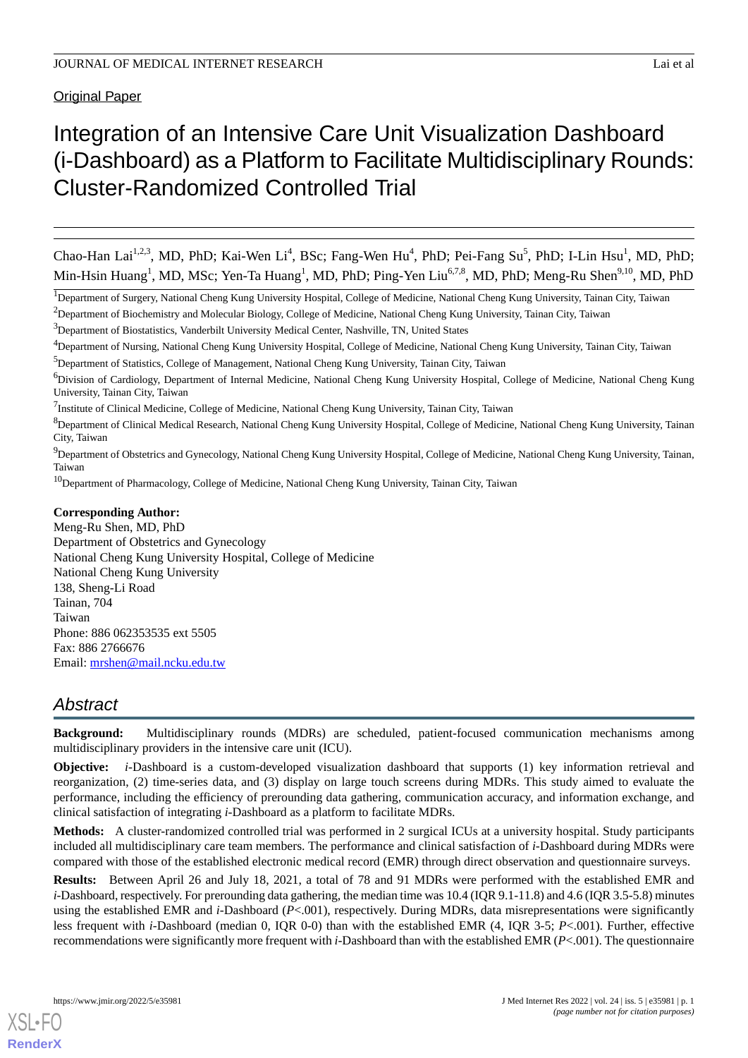Original Paper

# Integration of an Intensive Care Unit Visualization Dashboard (i-Dashboard) as a Platform to Facilitate Multidisciplinary Rounds: Cluster-Randomized Controlled Trial

Chao-Han Lai[1,2,3], MD, PhD; Kai-Wen Li[4], BSc; Fang-Wen Hu[4], PhD; Pei-Fang Su[5], PhD; I-Lin Hsu[1], MD, PhD; Min-Hsin Huang[1], MD, MSc; Yen-Ta Huang[1], MD, PhD; Ping-Yen Liu[6,7,8], MD, PhD; Meng-Ru Shen[9,10], MD, PhD

[1]Department of Surgery, National Cheng Kung University Hospital, College of Medicine, National Cheng Kung University, Tainan City, Taiwan

[2]Department of Biochemistry and Molecular Biology, College of Medicine, National Cheng Kung University, Tainan City, Taiwan

[3]Department of Biostatistics, Vanderbilt University Medical Center, Nashville, TN, United States

[4]Department of Nursing, National Cheng Kung University Hospital, College of Medicine, National Cheng Kung University, Tainan City, Taiwan

[5]Department of Statistics, College of Management, National Cheng Kung University, Tainan City, Taiwan

[6]Division of Cardiology, Department of Internal Medicine, National Cheng Kung University Hospital, College of Medicine, National Cheng Kung University, Tainan City, Taiwan

[7]Institute of Clinical Medicine, College of Medicine, National Cheng Kung University, Tainan City, Taiwan

[8]Department of Clinical Medical Research, National Cheng Kung University Hospital, College of Medicine, National Cheng Kung University, Tainan City, Taiwan

[9]Department of Obstetrics and Gynecology, National Cheng Kung University Hospital, College of Medicine, National Cheng Kung University, Tainan, Taiwan

[10]Department of Pharmacology, College of Medicine, National Cheng Kung University, Tainan City, Taiwan

**Corresponding Author:**
Meng-Ru Shen, MD, PhD
Department of Obstetrics and Gynecology
National Cheng Kung University Hospital, College of Medicine
National Cheng Kung University
138, Sheng-Li Road
Tainan, 704
Taiwan
Phone: 886 062353535 ext 5505
Fax: 886 2766676
Email: mrshen@mail.ncku.edu.tw

## Abstract

**Background:** Multidisciplinary rounds (MDRs) are scheduled, patient-focused communication mechanisms among multidisciplinary providers in the intensive care unit (ICU).

**Objective:** *i*-Dashboard is a custom-developed visualization dashboard that supports (1) key information retrieval and reorganization, (2) time-series data, and (3) display on large touch screens during MDRs. This study aimed to evaluate the performance, including the efficiency of prerounding data gathering, communication accuracy, and information exchange, and clinical satisfaction of integrating *i*-Dashboard as a platform to facilitate MDRs.

**Methods:** A cluster-randomized controlled trial was performed in 2 surgical ICUs at a university hospital. Study participants included all multidisciplinary care team members. The performance and clinical satisfaction of *i*-Dashboard during MDRs were compared with those of the established electronic medical record (EMR) through direct observation and questionnaire surveys.

**Results:** Between April 26 and July 18, 2021, a total of 78 and 91 MDRs were performed with the established EMR and *i*-Dashboard, respectively. For prerounding data gathering, the median time was 10.4 (IQR 9.1-11.8) and 4.6 (IQR 3.5-5.8) minutes using the established EMR and *i*-Dashboard ($P<.001$), respectively. During MDRs, data misrepresentations were significantly less frequent with *i*-Dashboard (median 0, IQR 0-0) than with the established EMR (4, IQR 3-5; $P<.001$). Further, effective recommendations were significantly more frequent with *i*-Dashboard than with the established EMR ($P<.001$). The questionnaire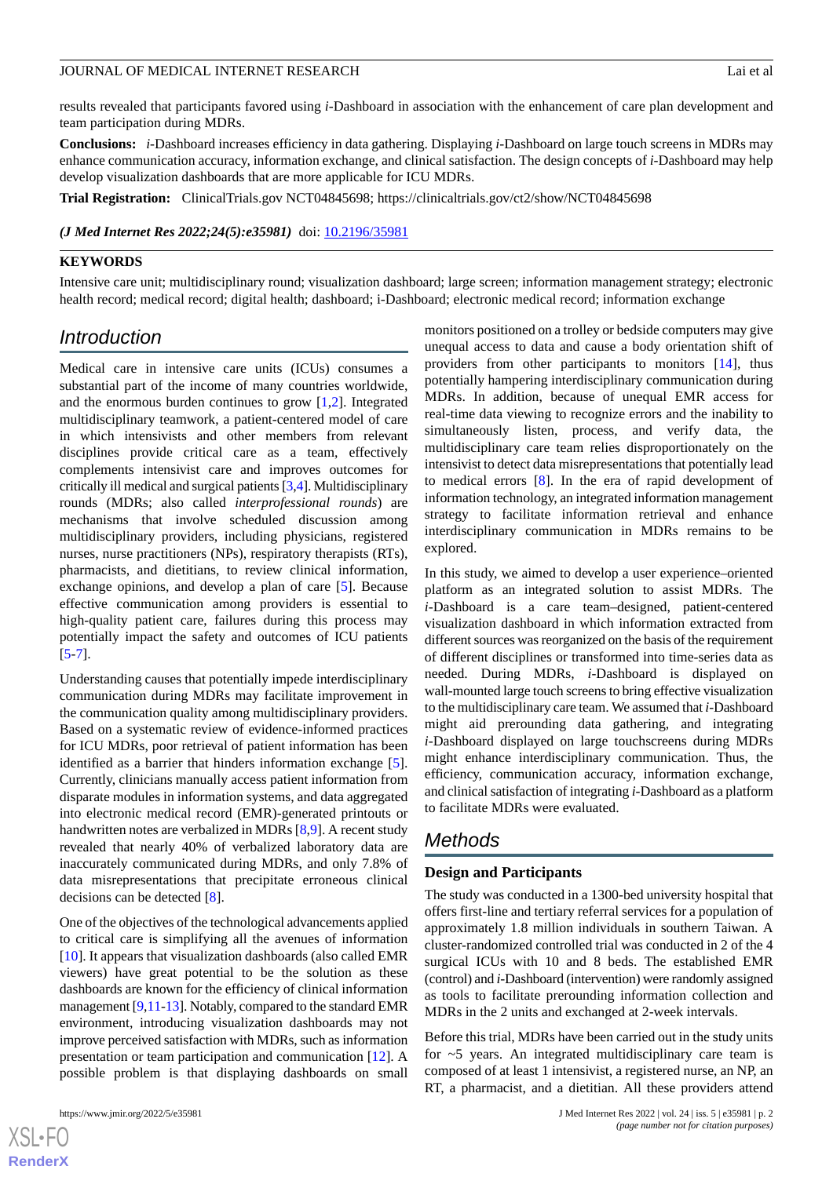results revealed that participants favored using *i*-Dashboard in association with the enhancement of care plan development and team participation during MDRs.

**Conclusions:** *i*-Dashboard increases efficiency in data gathering. Displaying *i*-Dashboard on large touch screens in MDRs may enhance communication accuracy, information exchange, and clinical satisfaction. The design concepts of *i*-Dashboard may help develop visualization dashboards that are more applicable for ICU MDRs.

**Trial Registration:** ClinicalTrials.gov NCT04845698; https://clinicaltrials.gov/ct2/show/NCT04845698

***(J Med Internet Res 2022;24(5):e35981)*** doi: 10.2196/35981

**KEYWORDS**

Intensive care unit; multidisciplinary round; visualization dashboard; large screen; information management strategy; electronic health record; medical record; digital health; dashboard; i-Dashboard; electronic medical record; information exchange

## Introduction

Medical care in intensive care units (ICUs) consumes a substantial part of the income of many countries worldwide, and the enormous burden continues to grow [1,2]. Integrated multidisciplinary teamwork, a patient-centered model of care in which intensivists and other members from relevant disciplines provide critical care as a team, effectively complements intensivist care and improves outcomes for critically ill medical and surgical patients [3,4]. Multidisciplinary rounds (MDRs; also called *interprofessional rounds*) are mechanisms that involve scheduled discussion among multidisciplinary providers, including physicians, registered nurses, nurse practitioners (NPs), respiratory therapists (RTs), pharmacists, and dietitians, to review clinical information, exchange opinions, and develop a plan of care [5]. Because effective communication among providers is essential to high-quality patient care, failures during this process may potentially impact the safety and outcomes of ICU patients [5-7].

Understanding causes that potentially impede interdisciplinary communication during MDRs may facilitate improvement in the communication quality among multidisciplinary providers. Based on a systematic review of evidence-informed practices for ICU MDRs, poor retrieval of patient information has been identified as a barrier that hinders information exchange [5]. Currently, clinicians manually access patient information from disparate modules in information systems, and data aggregated into electronic medical record (EMR)-generated printouts or handwritten notes are verbalized in MDRs [8,9]. A recent study revealed that nearly 40% of verbalized laboratory data are inaccurately communicated during MDRs, and only 7.8% of data misrepresentations that precipitate erroneous clinical decisions can be detected [8].

One of the objectives of the technological advancements applied to critical care is simplifying all the avenues of information [10]. It appears that visualization dashboards (also called EMR viewers) have great potential to be the solution as these dashboards are known for the efficiency of clinical information management [9,11-13]. Notably, compared to the standard EMR environment, introducing visualization dashboards may not improve perceived satisfaction with MDRs, such as information presentation or team participation and communication [12]. A possible problem is that displaying dashboards on small monitors positioned on a trolley or bedside computers may give unequal access to data and cause a body orientation shift of providers from other participants to monitors [14], thus potentially hampering interdisciplinary communication during MDRs. In addition, because of unequal EMR access for real-time data viewing to recognize errors and the inability to simultaneously listen, process, and verify data, the multidisciplinary care team relies disproportionately on the intensivist to detect data misrepresentations that potentially lead to medical errors [8]. In the era of rapid development of information technology, an integrated information management strategy to facilitate information retrieval and enhance interdisciplinary communication in MDRs remains to be explored.

In this study, we aimed to develop a user experience–oriented platform as an integrated solution to assist MDRs. The *i*-Dashboard is a care team–designed, patient-centered visualization dashboard in which information extracted from different sources was reorganized on the basis of the requirement of different disciplines or transformed into time-series data as needed. During MDRs, *i*-Dashboard is displayed on wall-mounted large touch screens to bring effective visualization to the multidisciplinary care team. We assumed that *i*-Dashboard might aid prerounding data gathering, and integrating *i*-Dashboard displayed on large touchscreens during MDRs might enhance interdisciplinary communication. Thus, the efficiency, communication accuracy, information exchange, and clinical satisfaction of integrating *i*-Dashboard as a platform to facilitate MDRs were evaluated.

## Methods

### Design and Participants

The study was conducted in a 1300-bed university hospital that offers first-line and tertiary referral services for a population of approximately 1.8 million individuals in southern Taiwan. A cluster-randomized controlled trial was conducted in 2 of the 4 surgical ICUs with 10 and 8 beds. The established EMR (control) and *i*-Dashboard (intervention) were randomly assigned as tools to facilitate prerounding information collection and MDRs in the 2 units and exchanged at 2-week intervals.

Before this trial, MDRs have been carried out in the study units for ~5 years. An integrated multidisciplinary care team is composed of at least 1 intensivist, a registered nurse, an NP, an RT, a pharmacist, and a dietitian. All these providers attend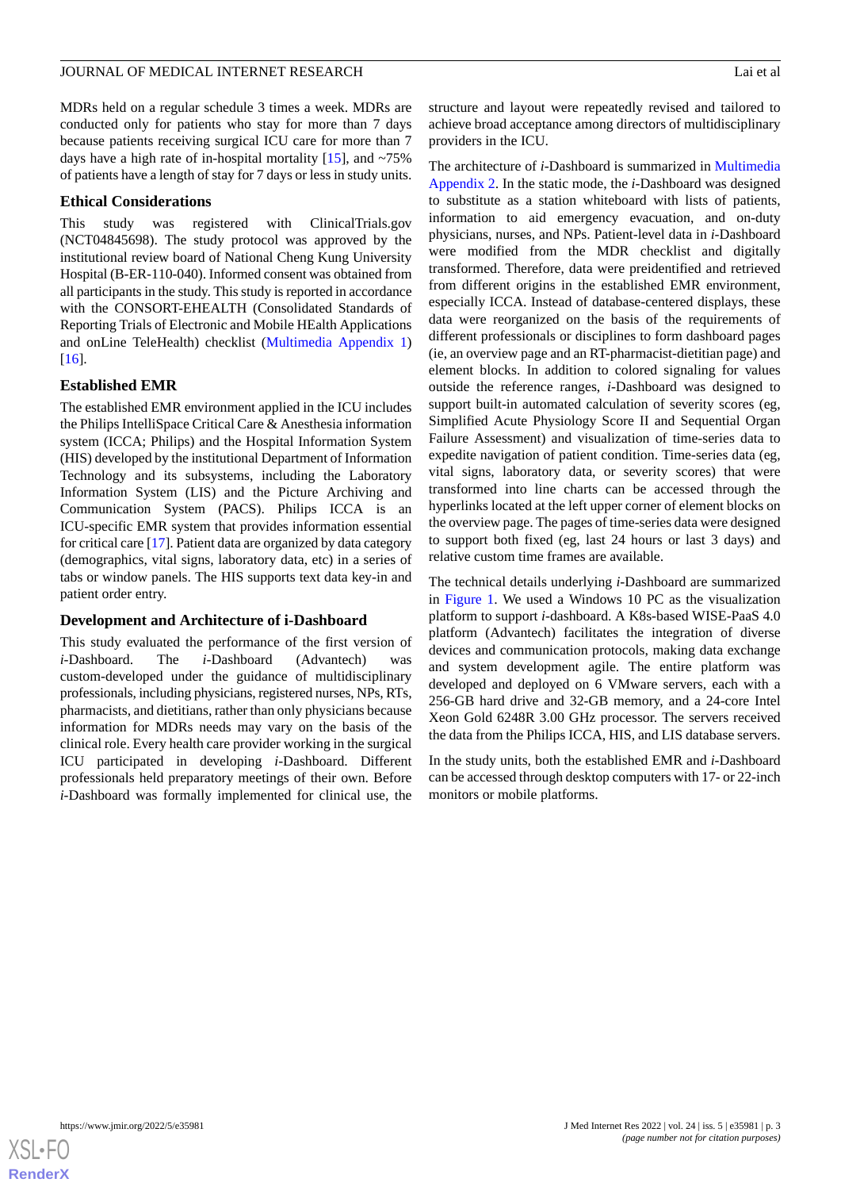MDRs held on a regular schedule 3 times a week. MDRs are conducted only for patients who stay for more than 7 days because patients receiving surgical ICU care for more than 7 days have a high rate of in-hospital mortality [15], and ~75% of patients have a length of stay for 7 days or less in study units.

### Ethical Considerations

This study was registered with ClinicalTrials.gov (NCT04845698). The study protocol was approved by the institutional review board of National Cheng Kung University Hospital (B-ER-110-040). Informed consent was obtained from all participants in the study. This study is reported in accordance with the CONSORT-EHEALTH (Consolidated Standards of Reporting Trials of Electronic and Mobile HEalth Applications and onLine TeleHealth) checklist (Multimedia Appendix 1) [16].

### Established EMR

The established EMR environment applied in the ICU includes the Philips IntelliSpace Critical Care & Anesthesia information system (ICCA; Philips) and the Hospital Information System (HIS) developed by the institutional Department of Information Technology and its subsystems, including the Laboratory Information System (LIS) and the Picture Archiving and Communication System (PACS). Philips ICCA is an ICU-specific EMR system that provides information essential for critical care [17]. Patient data are organized by data category (demographics, vital signs, laboratory data, etc) in a series of tabs or window panels. The HIS supports text data key-in and patient order entry.

### Development and Architecture of i-Dashboard

This study evaluated the performance of the first version of *i*-Dashboard. The *i*-Dashboard (Advantech) was custom-developed under the guidance of multidisciplinary professionals, including physicians, registered nurses, NPs, RTs, pharmacists, and dietitians, rather than only physicians because information for MDRs needs may vary on the basis of the clinical role. Every health care provider working in the surgical ICU participated in developing *i*-Dashboard. Different professionals held preparatory meetings of their own. Before *i*-Dashboard was formally implemented for clinical use, the structure and layout were repeatedly revised and tailored to achieve broad acceptance among directors of multidisciplinary providers in the ICU.

The architecture of *i*-Dashboard is summarized in Multimedia Appendix 2. In the static mode, the *i*-Dashboard was designed to substitute as a station whiteboard with lists of patients, information to aid emergency evacuation, and on-duty physicians, nurses, and NPs. Patient-level data in *i*-Dashboard were modified from the MDR checklist and digitally transformed. Therefore, data were preidentified and retrieved from different origins in the established EMR environment, especially ICCA. Instead of database-centered displays, these data were reorganized on the basis of the requirements of different professionals or disciplines to form dashboard pages (ie, an overview page and an RT-pharmacist-dietitian page) and element blocks. In addition to colored signaling for values outside the reference ranges, *i*-Dashboard was designed to support built-in automated calculation of severity scores (eg, Simplified Acute Physiology Score II and Sequential Organ Failure Assessment) and visualization of time-series data to expedite navigation of patient condition. Time-series data (eg, vital signs, laboratory data, or severity scores) that were transformed into line charts can be accessed through the hyperlinks located at the left upper corner of element blocks on the overview page. The pages of time-series data were designed to support both fixed (eg, last 24 hours or last 3 days) and relative custom time frames are available.

The technical details underlying *i*-Dashboard are summarized in Figure 1. We used a Windows 10 PC as the visualization platform to support *i*-dashboard. A K8s-based WISE-PaaS 4.0 platform (Advantech) facilitates the integration of diverse devices and communication protocols, making data exchange and system development agile. The entire platform was developed and deployed on 6 VMware servers, each with a 256-GB hard drive and 32-GB memory, and a 24-core Intel Xeon Gold 6248R 3.00 GHz processor. The servers received the data from the Philips ICCA, HIS, and LIS database servers.

In the study units, both the established EMR and *i*-Dashboard can be accessed through desktop computers with 17- or 22-inch monitors or mobile platforms.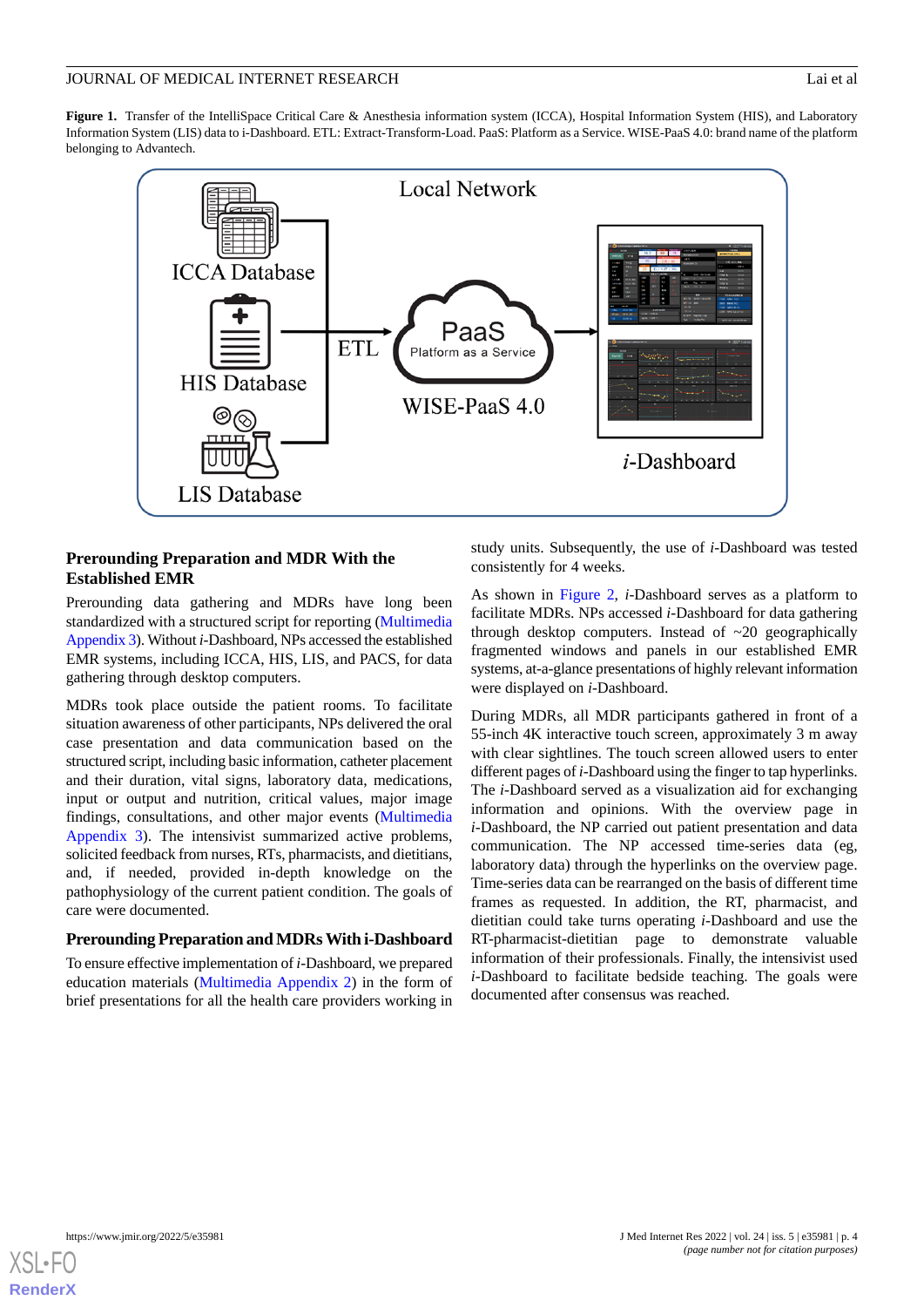**Figure 1.** Transfer of the IntelliSpace Critical Care & Anesthesia information system (ICCA), Hospital Information System (HIS), and Laboratory Information System (LIS) data to i-Dashboard. ETL: Extract-Transform-Load. PaaS: Platform as a Service. WISE-PaaS 4.0: brand name of the platform belonging to Advantech.

### Prerounding Preparation and MDR With the Established EMR

Prerounding data gathering and MDRs have long been standardized with a structured script for reporting (Multimedia Appendix 3). Without *i*-Dashboard, NPs accessed the established EMR systems, including ICCA, HIS, LIS, and PACS, for data gathering through desktop computers.

MDRs took place outside the patient rooms. To facilitate situation awareness of other participants, NPs delivered the oral case presentation and data communication based on the structured script, including basic information, catheter placement and their duration, vital signs, laboratory data, medications, input or output and nutrition, critical values, major image findings, consultations, and other major events (Multimedia Appendix 3). The intensivist summarized active problems, solicited feedback from nurses, RTs, pharmacists, and dietitians, and, if needed, provided in-depth knowledge on the pathophysiology of the current patient condition. The goals of care were documented.

### Prerounding Preparation and MDRs With i-Dashboard

To ensure effective implementation of *i*-Dashboard, we prepared education materials (Multimedia Appendix 2) in the form of brief presentations for all the health care providers working in study units. Subsequently, the use of *i*-Dashboard was tested consistently for 4 weeks.

As shown in Figure 2, *i*-Dashboard serves as a platform to facilitate MDRs. NPs accessed *i*-Dashboard for data gathering through desktop computers. Instead of ~20 geographically fragmented windows and panels in our established EMR systems, at-a-glance presentations of highly relevant information were displayed on *i*-Dashboard.

During MDRs, all MDR participants gathered in front of a 55-inch 4K interactive touch screen, approximately 3 m away with clear sightlines. The touch screen allowed users to enter different pages of *i*-Dashboard using the finger to tap hyperlinks. The *i*-Dashboard served as a visualization aid for exchanging information and opinions. With the overview page in *i*-Dashboard, the NP carried out patient presentation and data communication. The NP accessed time-series data (eg, laboratory data) through the hyperlinks on the overview page. Time-series data can be rearranged on the basis of different time frames as requested. In addition, the RT, pharmacist, and dietitian could take turns operating *i*-Dashboard and use the RT-pharmacist-dietitian page to demonstrate valuable information of their professionals. Finally, the intensivist used *i*-Dashboard to facilitate bedside teaching. The goals were documented after consensus was reached.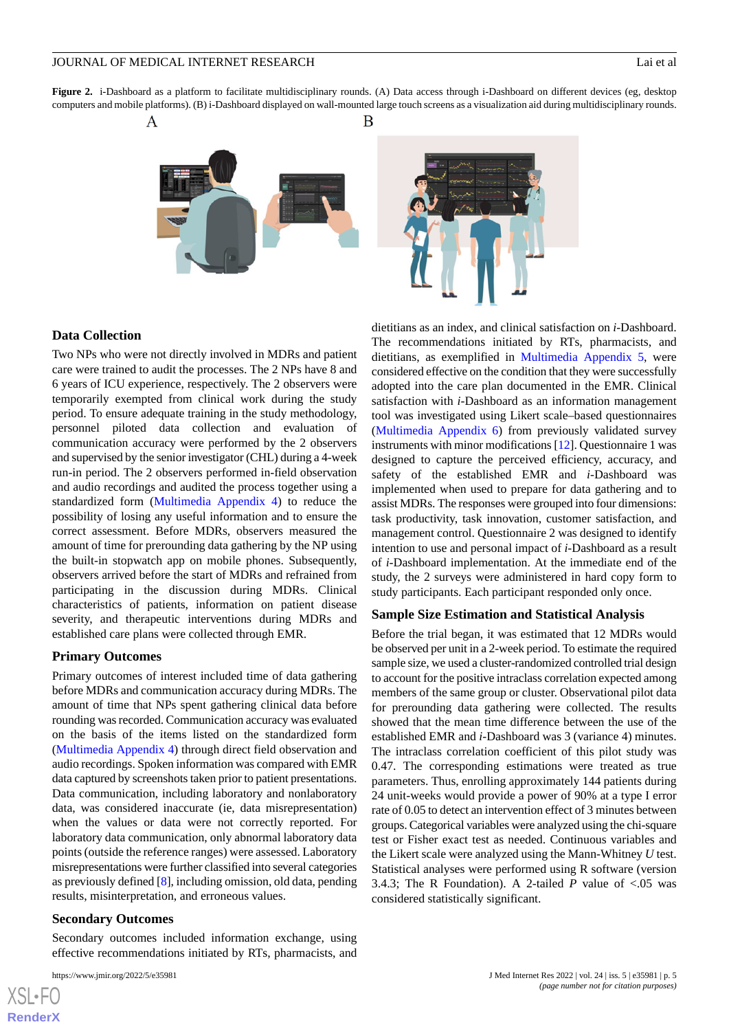**Figure 2.** i-Dashboard as a platform to facilitate multidisciplinary rounds. (A) Data access through i-Dashboard on different devices (eg, desktop computers and mobile platforms). (B) i-Dashboard displayed on wall-mounted large touch screens as a visualization aid during multidisciplinary rounds.

### Data Collection

Two NPs who were not directly involved in MDRs and patient care were trained to audit the processes. The 2 NPs have 8 and 6 years of ICU experience, respectively. The 2 observers were temporarily exempted from clinical work during the study period. To ensure adequate training in the study methodology, personnel piloted data collection and evaluation of communication accuracy were performed by the 2 observers and supervised by the senior investigator (CHL) during a 4-week run-in period. The 2 observers performed in-field observation and audio recordings and audited the process together using a standardized form (Multimedia Appendix 4) to reduce the possibility of losing any useful information and to ensure the correct assessment. Before MDRs, observers measured the amount of time for prerounding data gathering by the NP using the built-in stopwatch app on mobile phones. Subsequently, observers arrived before the start of MDRs and refrained from participating in the discussion during MDRs. Clinical characteristics of patients, information on patient disease severity, and therapeutic interventions during MDRs and established care plans were collected through EMR.

### Primary Outcomes

Primary outcomes of interest included time of data gathering before MDRs and communication accuracy during MDRs. The amount of time that NPs spent gathering clinical data before rounding was recorded. Communication accuracy was evaluated on the basis of the items listed on the standardized form (Multimedia Appendix 4) through direct field observation and audio recordings. Spoken information was compared with EMR data captured by screenshots taken prior to patient presentations. Data communication, including laboratory and nonlaboratory data, was considered inaccurate (ie, data misrepresentation) when the values or data were not correctly reported. For laboratory data communication, only abnormal laboratory data points (outside the reference ranges) were assessed. Laboratory misrepresentations were further classified into several categories as previously defined [8], including omission, old data, pending results, misinterpretation, and erroneous values.

### Secondary Outcomes

Secondary outcomes included information exchange, using effective recommendations initiated by RTs, pharmacists, and dietitians as an index, and clinical satisfaction on *i*-Dashboard. The recommendations initiated by RTs, pharmacists, and dietitians, as exemplified in Multimedia Appendix 5, were considered effective on the condition that they were successfully adopted into the care plan documented in the EMR. Clinical satisfaction with *i*-Dashboard as an information management tool was investigated using Likert scale–based questionnaires (Multimedia Appendix 6) from previously validated survey instruments with minor modifications [12]. Questionnaire 1 was designed to capture the perceived efficiency, accuracy, and safety of the established EMR and *i*-Dashboard was implemented when used to prepare for data gathering and to assist MDRs. The responses were grouped into four dimensions: task productivity, task innovation, customer satisfaction, and management control. Questionnaire 2 was designed to identify intention to use and personal impact of *i*-Dashboard as a result of *i*-Dashboard implementation. At the immediate end of the study, the 2 surveys were administered in hard copy form to study participants. Each participant responded only once.

### Sample Size Estimation and Statistical Analysis

Before the trial began, it was estimated that 12 MDRs would be observed per unit in a 2-week period. To estimate the required sample size, we used a cluster-randomized controlled trial design to account for the positive intraclass correlation expected among members of the same group or cluster. Observational pilot data for prerounding data gathering were collected. The results showed that the mean time difference between the use of the established EMR and *i*-Dashboard was 3 (variance 4) minutes. The intraclass correlation coefficient of this pilot study was 0.47. The corresponding estimations were treated as true parameters. Thus, enrolling approximately 144 patients during 24 unit-weeks would provide a power of 90% at a type I error rate of 0.05 to detect an intervention effect of 3 minutes between groups. Categorical variables were analyzed using the chi-square test or Fisher exact test as needed. Continuous variables and the Likert scale were analyzed using the Mann-Whitney *U* test. Statistical analyses were performed using R software (version 3.4.3; The R Foundation). A 2-tailed *P* value of <.05 was considered statistically significant.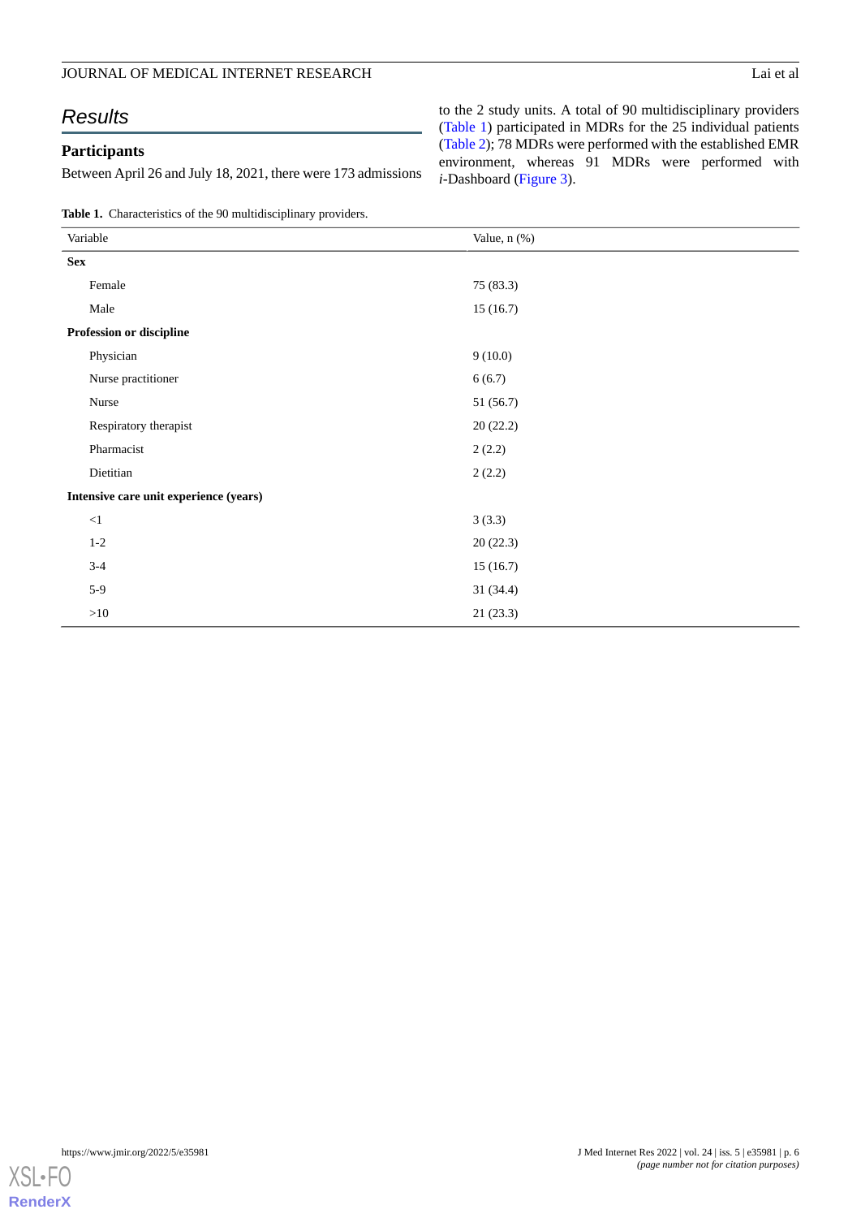## Results

### Participants

Between April 26 and July 18, 2021, there were 173 admissions to the 2 study units. A total of 90 multidisciplinary providers (Table 1) participated in MDRs for the 25 individual patients (Table 2); 78 MDRs were performed with the established EMR environment, whereas 91 MDRs were performed with *i*-Dashboard (Figure 3).

**Table 1.** Characteristics of the 90 multidisciplinary providers.

| Variable | Value, n (%) |
|---|---|
| **Sex** | |
| Female | 75 (83.3) |
| Male | 15 (16.7) |
| **Profession or discipline** | |
| Physician | 9 (10.0) |
| Nurse practitioner | 6 (6.7) |
| Nurse | 51 (56.7) |
| Respiratory therapist | 20 (22.2) |
| Pharmacist | 2 (2.2) |
| Dietitian | 2 (2.2) |
| **Intensive care unit experience (years)** | |
| <1 | 3 (3.3) |
| 1-2 | 20 (22.3) |
| 3-4 | 15 (16.7) |
| 5-9 | 31 (34.4) |
| >10 | 21 (23.3) |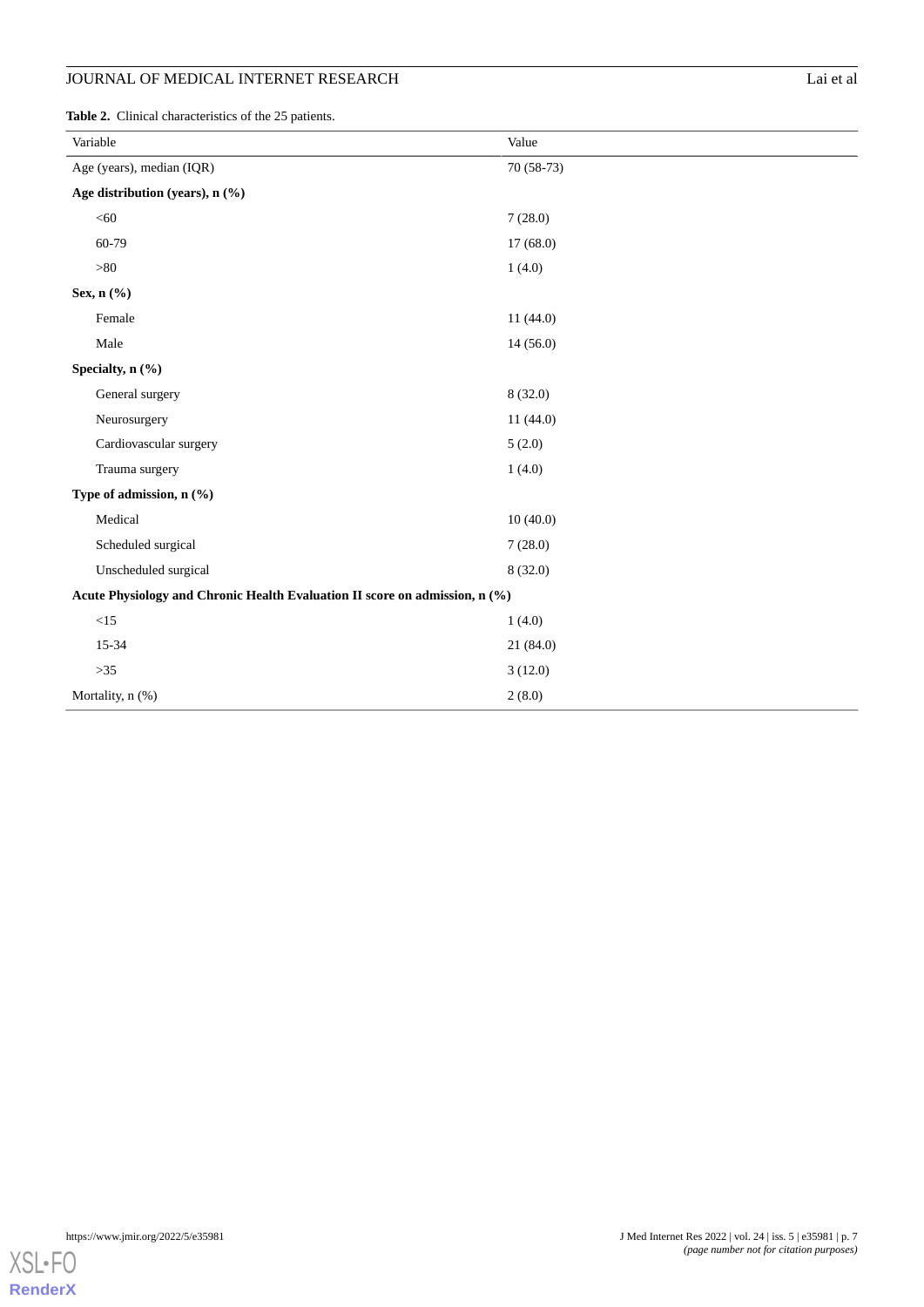**Table 2.** Clinical characteristics of the 25 patients.

| Variable | Value |
|---|---|
| Age (years), median (IQR) | 70 (58-73) |
| **Age distribution (years), n (%)** | |
| <60 | 7 (28.0) |
| 60-79 | 17 (68.0) |
| >80 | 1 (4.0) |
| **Sex, n (%)** | |
| Female | 11 (44.0) |
| Male | 14 (56.0) |
| **Specialty, n (%)** | |
| General surgery | 8 (32.0) |
| Neurosurgery | 11 (44.0) |
| Cardiovascular surgery | 5 (2.0) |
| Trauma surgery | 1 (4.0) |
| **Type of admission, n (%)** | |
| Medical | 10 (40.0) |
| Scheduled surgical | 7 (28.0) |
| Unscheduled surgical | 8 (32.0) |
| **Acute Physiology and Chronic Health Evaluation II score on admission, n (%)** | |
| <15 | 1 (4.0) |
| 15-34 | 21 (84.0) |
| >35 | 3 (12.0) |
| Mortality, n (%) | 2 (8.0) |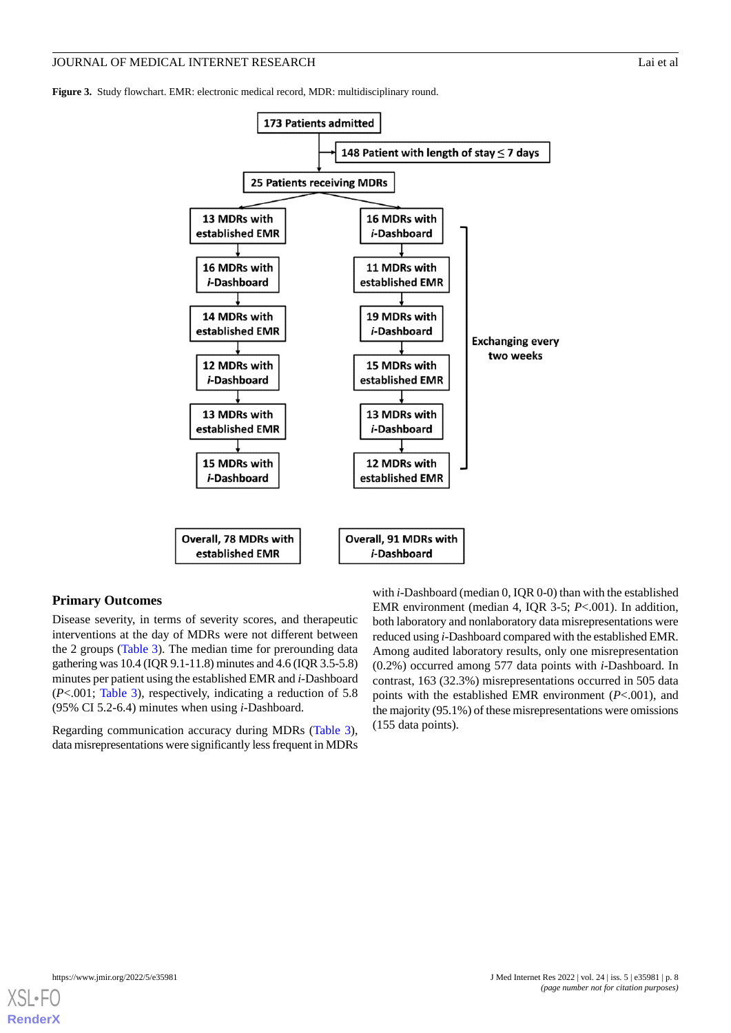**Figure 3.** Study flowchart. EMR: electronic medical record, MDR: multidisciplinary round.

173 Patients admitted

148 Patient with length of stay ≤ 7 days

25 Patients receiving MDRs

| | |
|---|---|
| 13 MDRs with established EMR | 16 MDRs with *i*-Dashboard |
| 16 MDRs with *i*-Dashboard | 11 MDRs with established EMR |
| 14 MDRs with established EMR | 19 MDRs with *i*-Dashboard |
| 12 MDRs with *i*-Dashboard | 15 MDRs with established EMR |
| 13 MDRs with established EMR | 13 MDRs with *i*-Dashboard |
| 15 MDRs with *i*-Dashboard | 12 MDRs with established EMR |
| Overall, 78 MDRs with established EMR | Overall, 91 MDRs with *i*-Dashboard |

Exchanging every two weeks

## Primary Outcomes

Disease severity, in terms of severity scores, and therapeutic interventions at the day of MDRs were not different between the 2 groups (Table 3). The median time for prerounding data gathering was 10.4 (IQR 9.1-11.8) minutes and 4.6 (IQR 3.5-5.8) minutes per patient using the established EMR and *i*-Dashboard (*P*<.001; Table 3), respectively, indicating a reduction of 5.8 (95% CI 5.2-6.4) minutes when using *i*-Dashboard.

Regarding communication accuracy during MDRs (Table 3), data misrepresentations were significantly less frequent in MDRs with *i*-Dashboard (median 0, IQR 0-0) than with the established EMR environment (median 4, IQR 3-5; *P*<.001). In addition, both laboratory and nonlaboratory data misrepresentations were reduced using *i*-Dashboard compared with the established EMR. Among audited laboratory results, only one misrepresentation (0.2%) occurred among 577 data points with *i*-Dashboard. In contrast, 163 (32.3%) misrepresentations occurred in 505 data points with the established EMR environment (*P*<.001), and the majority (95.1%) of these misrepresentations were omissions (155 data points).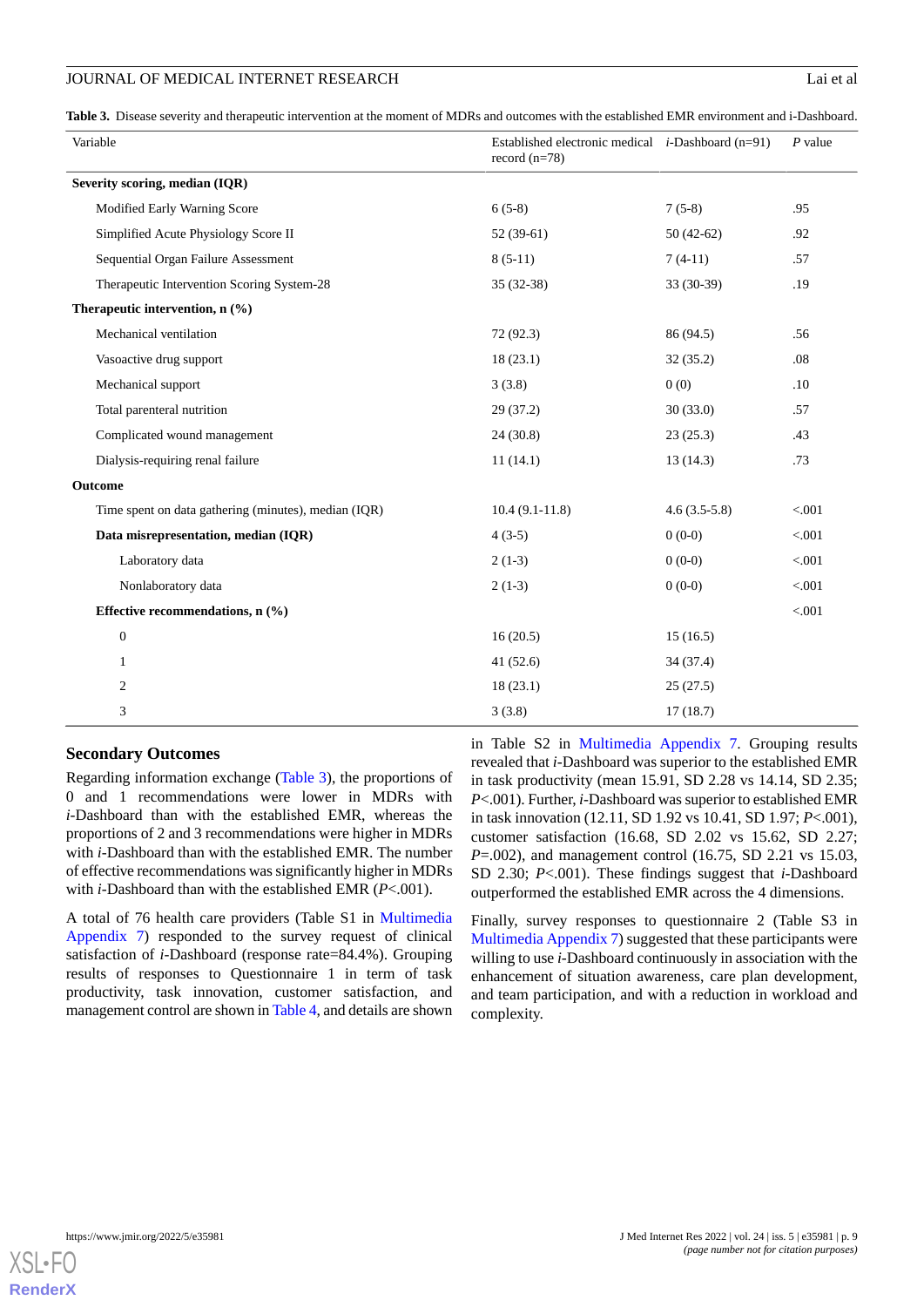**Table 3.** Disease severity and therapeutic intervention at the moment of MDRs and outcomes with the established EMR environment and i-Dashboard.

| Variable | Established electronic medical record (n=78) | *i*-Dashboard (n=91) | *P* value |
|---|---|---|---|
| **Severity scoring, median (IQR)** | | | |
| Modified Early Warning Score | 6 (5-8) | 7 (5-8) | .95 |
| Simplified Acute Physiology Score II | 52 (39-61) | 50 (42-62) | .92 |
| Sequential Organ Failure Assessment | 8 (5-11) | 7 (4-11) | .57 |
| Therapeutic Intervention Scoring System-28 | 35 (32-38) | 33 (30-39) | .19 |
| **Therapeutic intervention, n (%)** | | | |
| Mechanical ventilation | 72 (92.3) | 86 (94.5) | .56 |
| Vasoactive drug support | 18 (23.1) | 32 (35.2) | .08 |
| Mechanical support | 3 (3.8) | 0 (0) | .10 |
| Total parenteral nutrition | 29 (37.2) | 30 (33.0) | .57 |
| Complicated wound management | 24 (30.8) | 23 (25.3) | .43 |
| Dialysis-requiring renal failure | 11 (14.1) | 13 (14.3) | .73 |
| **Outcome** | | | |
| Time spent on data gathering (minutes), median (IQR) | 10.4 (9.1-11.8) | 4.6 (3.5-5.8) | <.001 |
| **Data misrepresentation, median (IQR)** | 4 (3-5) | 0 (0-0) | <.001 |
| Laboratory data | 2 (1-3) | 0 (0-0) | <.001 |
| Nonlaboratory data | 2 (1-3) | 0 (0-0) | <.001 |
| **Effective recommendations, n (%)** | | | <.001 |
| 0 | 16 (20.5) | 15 (16.5) | |
| 1 | 41 (52.6) | 34 (37.4) | |
| 2 | 18 (23.1) | 25 (27.5) | |
| 3 | 3 (3.8) | 17 (18.7) | |

## Secondary Outcomes

Regarding information exchange (Table 3), the proportions of 0 and 1 recommendations were lower in MDRs with *i*-Dashboard than with the established EMR, whereas the proportions of 2 and 3 recommendations were higher in MDRs with *i*-Dashboard than with the established EMR. The number of effective recommendations was significantly higher in MDRs with *i*-Dashboard than with the established EMR ($P$<.001).

A total of 76 health care providers (Table S1 in Multimedia Appendix 7) responded to the survey request of clinical satisfaction of *i*-Dashboard (response rate=84.4%). Grouping results of responses to Questionnaire 1 in term of task productivity, task innovation, customer satisfaction, and management control are shown in Table 4, and details are shown in Table S2 in Multimedia Appendix 7. Grouping results revealed that *i*-Dashboard was superior to the established EMR in task productivity (mean 15.91, SD 2.28 vs 14.14, SD 2.35; $P$<.001). Further, *i*-Dashboard was superior to established EMR in task innovation (12.11, SD 1.92 vs 10.41, SD 1.97; $P$<.001), customer satisfaction (16.68, SD 2.02 vs 15.62, SD 2.27; $P$=.002), and management control (16.75, SD 2.21 vs 15.03, SD 2.30; $P$<.001). These findings suggest that *i*-Dashboard outperformed the established EMR across the 4 dimensions.

Finally, survey responses to questionnaire 2 (Table S3 in Multimedia Appendix 7) suggested that these participants were willing to use *i*-Dashboard continuously in association with the enhancement of situation awareness, care plan development, and team participation, and with a reduction in workload and complexity.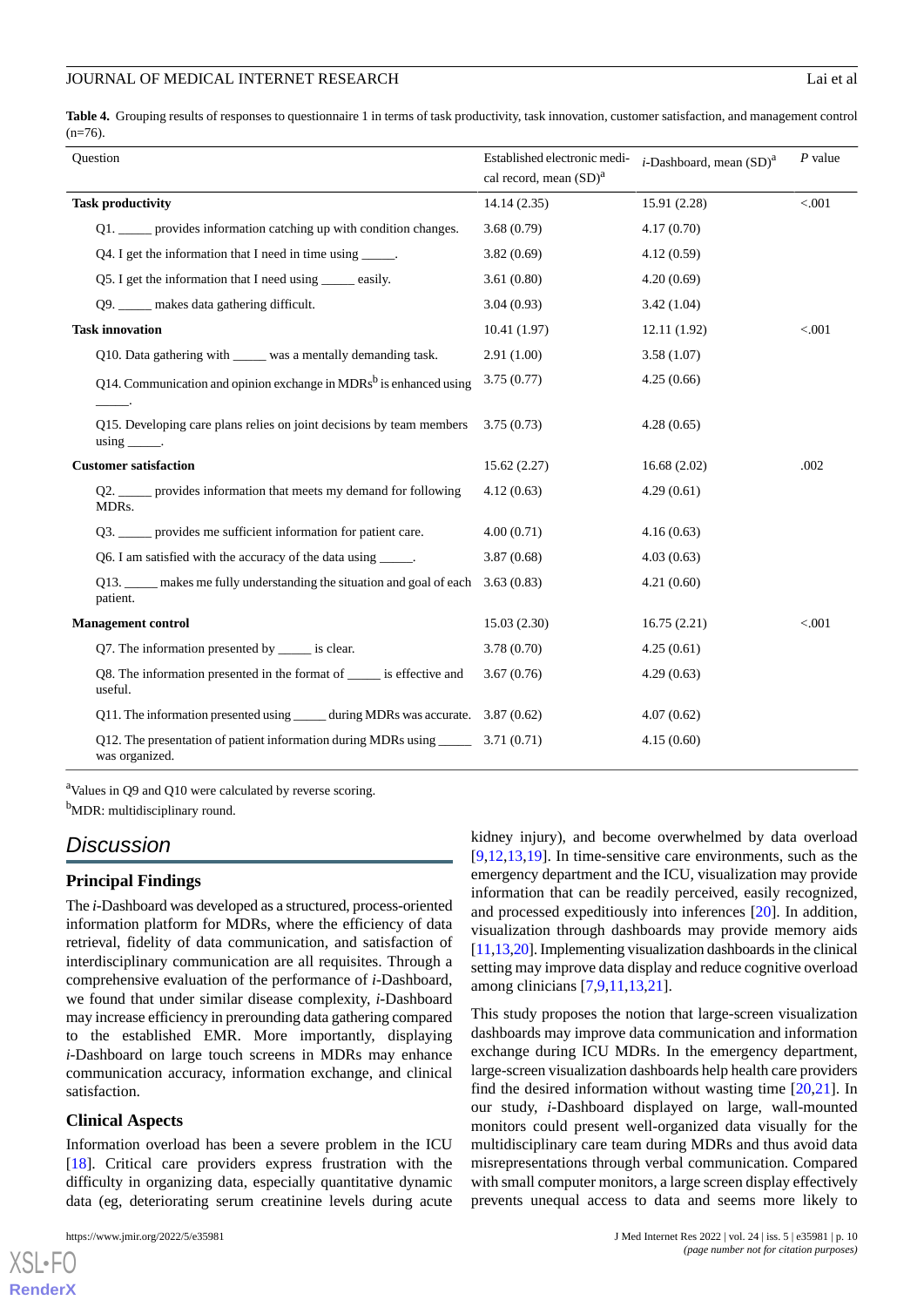**Table 4.** Grouping results of responses to questionnaire 1 in terms of task productivity, task innovation, customer satisfaction, and management control (n=76).

| Question | Established electronic medical record, mean (SD)[a] | *i*-Dashboard, mean (SD)[a] | *P* value |
|---|---|---|---|
| **Task productivity** | 14.14 (2.35) | 15.91 (2.28) | <.001 |
| Q1. _____ provides information catching up with condition changes. | 3.68 (0.79) | 4.17 (0.70) | |
| Q4. I get the information that I need in time using _____. | 3.82 (0.69) | 4.12 (0.59) | |
| Q5. I get the information that I need using _____ easily. | 3.61 (0.80) | 4.20 (0.69) | |
| Q9. _____ makes data gathering difficult. | 3.04 (0.93) | 3.42 (1.04) | |
| **Task innovation** | 10.41 (1.97) | 12.11 (1.92) | <.001 |
| Q10. Data gathering with _____ was a mentally demanding task. | 2.91 (1.00) | 3.58 (1.07) | |
| Q14. Communication and opinion exchange in MDRs[b] is enhanced using _____. | 3.75 (0.77) | 4.25 (0.66) | |
| Q15. Developing care plans relies on joint decisions by team members using _____. | 3.75 (0.73) | 4.28 (0.65) | |
| **Customer satisfaction** | 15.62 (2.27) | 16.68 (2.02) | .002 |
| Q2. _____ provides information that meets my demand for following MDRs. | 4.12 (0.63) | 4.29 (0.61) | |
| Q3. _____ provides me sufficient information for patient care. | 4.00 (0.71) | 4.16 (0.63) | |
| Q6. I am satisfied with the accuracy of the data using _____. | 3.87 (0.68) | 4.03 (0.63) | |
| Q13. _____ makes me fully understanding the situation and goal of each patient. | 3.63 (0.83) | 4.21 (0.60) | |
| **Management control** | 15.03 (2.30) | 16.75 (2.21) | <.001 |
| Q7. The information presented by _____ is clear. | 3.78 (0.70) | 4.25 (0.61) | |
| Q8. The information presented in the format of _____ is effective and useful. | 3.67 (0.76) | 4.29 (0.63) | |
| Q11. The information presented using _____ during MDRs was accurate. | 3.87 (0.62) | 4.07 (0.62) | |
| Q12. The presentation of patient information during MDRs using _____ was organized. | 3.71 (0.71) | 4.15 (0.60) | |

[a]Values in Q9 and Q10 were calculated by reverse scoring.

[b]MDR: multidisciplinary round.

## Discussion

### Principal Findings

The *i*-Dashboard was developed as a structured, process-oriented information platform for MDRs, where the efficiency of data retrieval, fidelity of data communication, and satisfaction of interdisciplinary communication are all requisites. Through a comprehensive evaluation of the performance of *i*-Dashboard, we found that under similar disease complexity, *i*-Dashboard may increase efficiency in prerounding data gathering compared to the established EMR. More importantly, displaying *i*-Dashboard on large touch screens in MDRs may enhance communication accuracy, information exchange, and clinical satisfaction.

### Clinical Aspects

Information overload has been a severe problem in the ICU [18]. Critical care providers express frustration with the difficulty in organizing data, especially quantitative dynamic data (eg, deteriorating serum creatinine levels during acute kidney injury), and become overwhelmed by data overload [9,12,13,19]. In time-sensitive care environments, such as the emergency department and the ICU, visualization may provide information that can be readily perceived, easily recognized, and processed expeditiously into inferences [20]. In addition, visualization through dashboards may provide memory aids [11,13,20]. Implementing visualization dashboards in the clinical setting may improve data display and reduce cognitive overload among clinicians [7,9,11,13,21].

This study proposes the notion that large-screen visualization dashboards may improve data communication and information exchange during ICU MDRs. In the emergency department, large-screen visualization dashboards help health care providers find the desired information without wasting time [20,21]. In our study, *i*-Dashboard displayed on large, wall-mounted monitors could present well-organized data visually for the multidisciplinary care team during MDRs and thus avoid data misrepresentations through verbal communication. Compared with small computer monitors, a large screen display effectively prevents unequal access to data and seems more likely to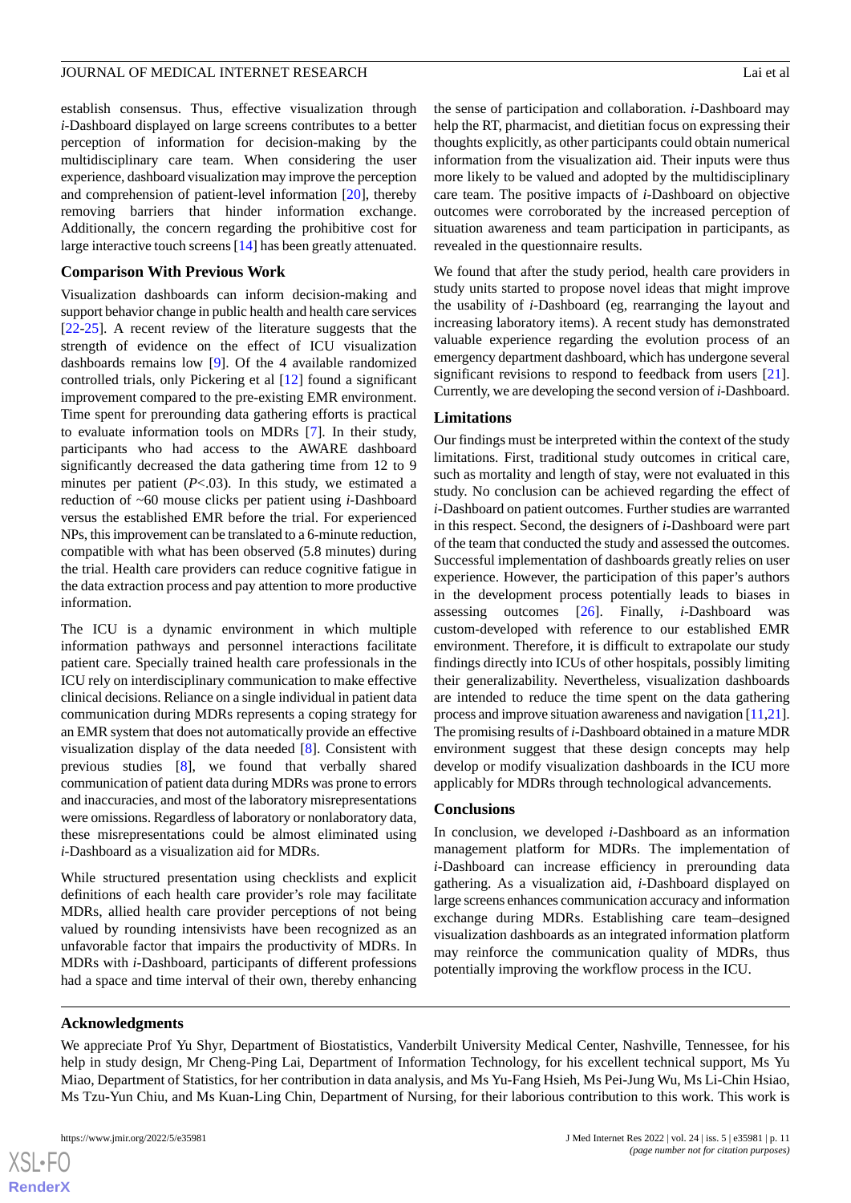establish consensus. Thus, effective visualization through *i*-Dashboard displayed on large screens contributes to a better perception of information for decision-making by the multidisciplinary care team. When considering the user experience, dashboard visualization may improve the perception and comprehension of patient-level information [20], thereby removing barriers that hinder information exchange. Additionally, the concern regarding the prohibitive cost for large interactive touch screens [14] has been greatly attenuated.

### Comparison With Previous Work

Visualization dashboards can inform decision-making and support behavior change in public health and health care services [22-25]. A recent review of the literature suggests that the strength of evidence on the effect of ICU visualization dashboards remains low [9]. Of the 4 available randomized controlled trials, only Pickering et al [12] found a significant improvement compared to the pre-existing EMR environment. Time spent for prerounding data gathering efforts is practical to evaluate information tools on MDRs [7]. In their study, participants who had access to the AWARE dashboard significantly decreased the data gathering time from 12 to 9 minutes per patient ($P<.03$). In this study, we estimated a reduction of ~60 mouse clicks per patient using *i*-Dashboard versus the established EMR before the trial. For experienced NPs, this improvement can be translated to a 6-minute reduction, compatible with what has been observed (5.8 minutes) during the trial. Health care providers can reduce cognitive fatigue in the data extraction process and pay attention to more productive information.

The ICU is a dynamic environment in which multiple information pathways and personnel interactions facilitate patient care. Specially trained health care professionals in the ICU rely on interdisciplinary communication to make effective clinical decisions. Reliance on a single individual in patient data communication during MDRs represents a coping strategy for an EMR system that does not automatically provide an effective visualization display of the data needed [8]. Consistent with previous studies [8], we found that verbally shared communication of patient data during MDRs was prone to errors and inaccuracies, and most of the laboratory misrepresentations were omissions. Regardless of laboratory or nonlaboratory data, these misrepresentations could be almost eliminated using *i*-Dashboard as a visualization aid for MDRs.

While structured presentation using checklists and explicit definitions of each health care provider's role may facilitate MDRs, allied health care provider perceptions of not being valued by rounding intensivists have been recognized as an unfavorable factor that impairs the productivity of MDRs. In MDRs with *i*-Dashboard, participants of different professions had a space and time interval of their own, thereby enhancing the sense of participation and collaboration. *i*-Dashboard may help the RT, pharmacist, and dietitian focus on expressing their thoughts explicitly, as other participants could obtain numerical information from the visualization aid. Their inputs were thus more likely to be valued and adopted by the multidisciplinary care team. The positive impacts of *i*-Dashboard on objective outcomes were corroborated by the increased perception of situation awareness and team participation in participants, as revealed in the questionnaire results.

We found that after the study period, health care providers in study units started to propose novel ideas that might improve the usability of *i*-Dashboard (eg, rearranging the layout and increasing laboratory items). A recent study has demonstrated valuable experience regarding the evolution process of an emergency department dashboard, which has undergone several significant revisions to respond to feedback from users [21]. Currently, we are developing the second version of *i*-Dashboard.

### Limitations

Our findings must be interpreted within the context of the study limitations. First, traditional study outcomes in critical care, such as mortality and length of stay, were not evaluated in this study. No conclusion can be achieved regarding the effect of *i*-Dashboard on patient outcomes. Further studies are warranted in this respect. Second, the designers of *i*-Dashboard were part of the team that conducted the study and assessed the outcomes. Successful implementation of dashboards greatly relies on user experience. However, the participation of this paper's authors in the development process potentially leads to biases in assessing outcomes [26]. Finally, *i*-Dashboard was custom-developed with reference to our established EMR environment. Therefore, it is difficult to extrapolate our study findings directly into ICUs of other hospitals, possibly limiting their generalizability. Nevertheless, visualization dashboards are intended to reduce the time spent on the data gathering process and improve situation awareness and navigation [11,21]. The promising results of *i*-Dashboard obtained in a mature MDR environment suggest that these design concepts may help develop or modify visualization dashboards in the ICU more applicably for MDRs through technological advancements.

### Conclusions

In conclusion, we developed *i*-Dashboard as an information management platform for MDRs. The implementation of *i*-Dashboard can increase efficiency in prerounding data gathering. As a visualization aid, *i*-Dashboard displayed on large screens enhances communication accuracy and information exchange during MDRs. Establishing care team–designed visualization dashboards as an integrated information platform may reinforce the communication quality of MDRs, thus potentially improving the workflow process in the ICU.

### Acknowledgments

We appreciate Prof Yu Shyr, Department of Biostatistics, Vanderbilt University Medical Center, Nashville, Tennessee, for his help in study design, Mr Cheng-Ping Lai, Department of Information Technology, for his excellent technical support, Ms Yu Miao, Department of Statistics, for her contribution in data analysis, and Ms Yu-Fang Hsieh, Ms Pei-Jung Wu, Ms Li-Chin Hsiao, Ms Tzu-Yun Chiu, and Ms Kuan-Ling Chin, Department of Nursing, for their laborious contribution to this work. This work is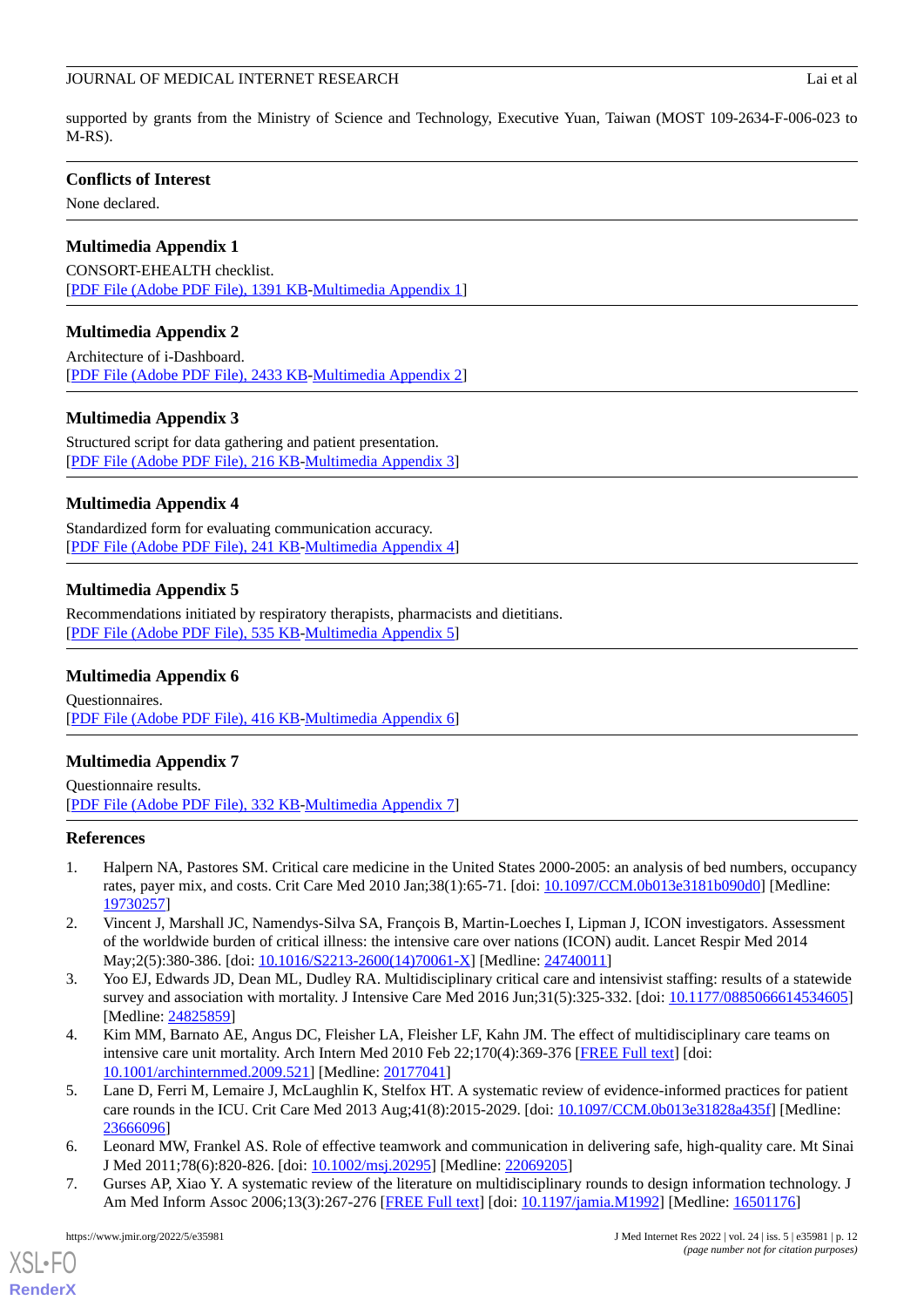supported by grants from the Ministry of Science and Technology, Executive Yuan, Taiwan (MOST 109-2634-F-006-023 to M-RS).

## Conflicts of Interest

None declared.

## Multimedia Appendix 1

CONSORT-EHEALTH checklist.
[PDF File (Adobe PDF File), 1391 KB-Multimedia Appendix 1]

## Multimedia Appendix 2

Architecture of i-Dashboard.
[PDF File (Adobe PDF File), 2433 KB-Multimedia Appendix 2]

## Multimedia Appendix 3

Structured script for data gathering and patient presentation.
[PDF File (Adobe PDF File), 216 KB-Multimedia Appendix 3]

## Multimedia Appendix 4

Standardized form for evaluating communication accuracy.
[PDF File (Adobe PDF File), 241 KB-Multimedia Appendix 4]

## Multimedia Appendix 5

Recommendations initiated by respiratory therapists, pharmacists and dietitians.
[PDF File (Adobe PDF File), 535 KB-Multimedia Appendix 5]

## Multimedia Appendix 6

Questionnaires.
[PDF File (Adobe PDF File), 416 KB-Multimedia Appendix 6]

## Multimedia Appendix 7

Questionnaire results.
[PDF File (Adobe PDF File), 332 KB-Multimedia Appendix 7]

## References

1. Halpern NA, Pastores SM. Critical care medicine in the United States 2000-2005: an analysis of bed numbers, occupancy rates, payer mix, and costs. Crit Care Med 2010 Jan;38(1):65-71. [doi: 10.1097/CCM.0b013e3181b090d0] [Medline: 19730257]
2. Vincent J, Marshall JC, Namendys-Silva SA, François B, Martin-Loeches I, Lipman J, ICON investigators. Assessment of the worldwide burden of critical illness: the intensive care over nations (ICON) audit. Lancet Respir Med 2014 May;2(5):380-386. [doi: 10.1016/S2213-2600(14)70061-X] [Medline: 24740011]
3. Yoo EJ, Edwards JD, Dean ML, Dudley RA. Multidisciplinary critical care and intensivist staffing: results of a statewide survey and association with mortality. J Intensive Care Med 2016 Jun;31(5):325-332. [doi: 10.1177/0885066614534605] [Medline: 24825859]
4. Kim MM, Barnato AE, Angus DC, Fleisher LA, Fleisher LF, Kahn JM. The effect of multidisciplinary care teams on intensive care unit mortality. Arch Intern Med 2010 Feb 22;170(4):369-376 [FREE Full text] [doi: 10.1001/archinternmed.2009.521] [Medline: 20177041]
5. Lane D, Ferri M, Lemaire J, McLaughlin K, Stelfox HT. A systematic review of evidence-informed practices for patient care rounds in the ICU. Crit Care Med 2013 Aug;41(8):2015-2029. [doi: 10.1097/CCM.0b013e31828a435f] [Medline: 23666096]
6. Leonard MW, Frankel AS. Role of effective teamwork and communication in delivering safe, high-quality care. Mt Sinai J Med 2011;78(6):820-826. [doi: 10.1002/msj.20295] [Medline: 22069205]
7. Gurses AP, Xiao Y. A systematic review of the literature on multidisciplinary rounds to design information technology. J Am Med Inform Assoc 2006;13(3):267-276 [FREE Full text] [doi: 10.1197/jamia.M1992] [Medline: 16501176]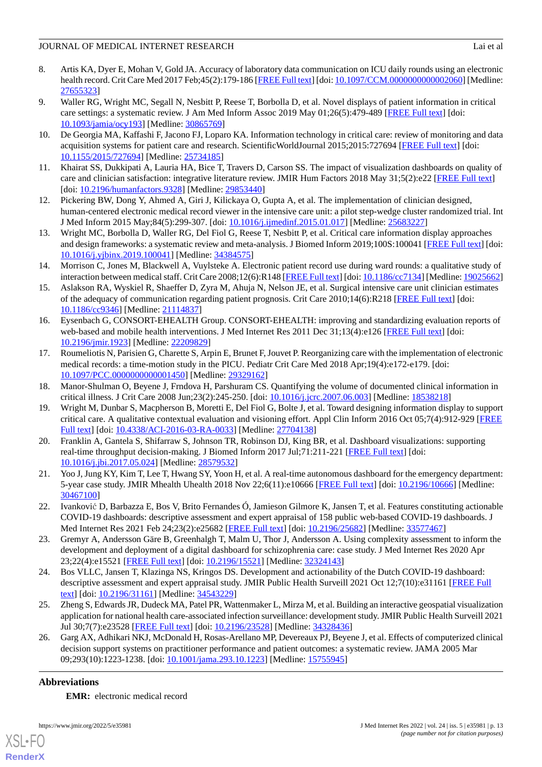8. Artis KA, Dyer E, Mohan V, Gold JA. Accuracy of laboratory data communication on ICU daily rounds using an electronic health record. Crit Care Med 2017 Feb;45(2):179-186 [FREE Full text] [doi: 10.1097/CCM.0000000000002060] [Medline: 27655323]
9. Waller RG, Wright MC, Segall N, Nesbitt P, Reese T, Borbolla D, et al. Novel displays of patient information in critical care settings: a systematic review. J Am Med Inform Assoc 2019 May 01;26(5):479-489 [FREE Full text] [doi: 10.1093/jamia/ocy193] [Medline: 30865769]
10. De Georgia MA, Kaffashi F, Jacono FJ, Loparo KA. Information technology in critical care: review of monitoring and data acquisition systems for patient care and research. ScientificWorldJournal 2015;2015:727694 [FREE Full text] [doi: 10.1155/2015/727694] [Medline: 25734185]
11. Khairat SS, Dukkipati A, Lauria HA, Bice T, Travers D, Carson SS. The impact of visualization dashboards on quality of care and clinician satisfaction: integrative literature review. JMIR Hum Factors 2018 May 31;5(2):e22 [FREE Full text] [doi: 10.2196/humanfactors.9328] [Medline: 29853440]
12. Pickering BW, Dong Y, Ahmed A, Giri J, Kilickaya O, Gupta A, et al. The implementation of clinician designed, human-centered electronic medical record viewer in the intensive care unit: a pilot step-wedge cluster randomized trial. Int J Med Inform 2015 May;84(5):299-307. [doi: 10.1016/j.ijmedinf.2015.01.017] [Medline: 25683227]
13. Wright MC, Borbolla D, Waller RG, Del Fiol G, Reese T, Nesbitt P, et al. Critical care information display approaches and design frameworks: a systematic review and meta-analysis. J Biomed Inform 2019;100S:100041 [FREE Full text] [doi: 10.1016/j.yjbinx.2019.100041] [Medline: 34384575]
14. Morrison C, Jones M, Blackwell A, Vuylsteke A. Electronic patient record use during ward rounds: a qualitative study of interaction between medical staff. Crit Care 2008;12(6):R148 [FREE Full text] [doi: 10.1186/cc7134] [Medline: 19025662]
15. Aslakson RA, Wyskiel R, Shaeffer D, Zyra M, Ahuja N, Nelson JE, et al. Surgical intensive care unit clinician estimates of the adequacy of communication regarding patient prognosis. Crit Care 2010;14(6):R218 [FREE Full text] [doi: 10.1186/cc9346] [Medline: 21114837]
16. Eysenbach G, CONSORT-EHEALTH Group. CONSORT-EHEALTH: improving and standardizing evaluation reports of web-based and mobile health interventions. J Med Internet Res 2011 Dec 31;13(4):e126 [FREE Full text] [doi: 10.2196/jmir.1923] [Medline: 22209829]
17. Roumeliotis N, Parisien G, Charette S, Arpin E, Brunet F, Jouvet P. Reorganizing care with the implementation of electronic medical records: a time-motion study in the PICU. Pediatr Crit Care Med 2018 Apr;19(4):e172-e179. [doi: 10.1097/PCC.0000000000001450] [Medline: 29329162]
18. Manor-Shulman O, Beyene J, Frndova H, Parshuram CS. Quantifying the volume of documented clinical information in critical illness. J Crit Care 2008 Jun;23(2):245-250. [doi: 10.1016/j.jcrc.2007.06.003] [Medline: 18538218]
19. Wright M, Dunbar S, Macpherson B, Moretti E, Del Fiol G, Bolte J, et al. Toward designing information display to support critical care. A qualitative contextual evaluation and visioning effort. Appl Clin Inform 2016 Oct 05;7(4):912-929 [FREE Full text] [doi: 10.4338/ACI-2016-03-RA-0033] [Medline: 27704138]
20. Franklin A, Gantela S, Shifarraw S, Johnson TR, Robinson DJ, King BR, et al. Dashboard visualizations: supporting real-time throughput decision-making. J Biomed Inform 2017 Jul;71:211-221 [FREE Full text] [doi: 10.1016/j.jbi.2017.05.024] [Medline: 28579532]
21. Yoo J, Jung KY, Kim T, Lee T, Hwang SY, Yoon H, et al. A real-time autonomous dashboard for the emergency department: 5-year case study. JMIR Mhealth Uhealth 2018 Nov 22;6(11):e10666 [FREE Full text] [doi: 10.2196/10666] [Medline: 30467100]
22. Ivanković D, Barbazza E, Bos V, Brito Fernandes Ó, Jamieson Gilmore K, Jansen T, et al. Features constituting actionable COVID-19 dashboards: descriptive assessment and expert appraisal of 158 public web-based COVID-19 dashboards. J Med Internet Res 2021 Feb 24;23(2):e25682 [FREE Full text] [doi: 10.2196/25682] [Medline: 33577467]
23. Gremyr A, Andersson Gäre B, Greenhalgh T, Malm U, Thor J, Andersson A. Using complexity assessment to inform the development and deployment of a digital dashboard for schizophrenia care: case study. J Med Internet Res 2020 Apr 23;22(4):e15521 [FREE Full text] [doi: 10.2196/15521] [Medline: 32324143]
24. Bos VLLC, Jansen T, Klazinga NS, Kringos DS. Development and actionability of the Dutch COVID-19 dashboard: descriptive assessment and expert appraisal study. JMIR Public Health Surveill 2021 Oct 12;7(10):e31161 [FREE Full text] [doi: 10.2196/31161] [Medline: 34543229]
25. Zheng S, Edwards JR, Dudeck MA, Patel PR, Wattenmaker L, Mirza M, et al. Building an interactive geospatial visualization application for national health care-associated infection surveillance: development study. JMIR Public Health Surveill 2021 Jul 30;7(7):e23528 [FREE Full text] [doi: 10.2196/23528] [Medline: 34328436]
26. Garg AX, Adhikari NKJ, McDonald H, Rosas-Arellano MP, Devereaux PJ, Beyene J, et al. Effects of computerized clinical decision support systems on practitioner performance and patient outcomes: a systematic review. JAMA 2005 Mar 09;293(10):1223-1238. [doi: 10.1001/jama.293.10.1223] [Medline: 15755945]

## Abbreviations

**EMR:** electronic medical record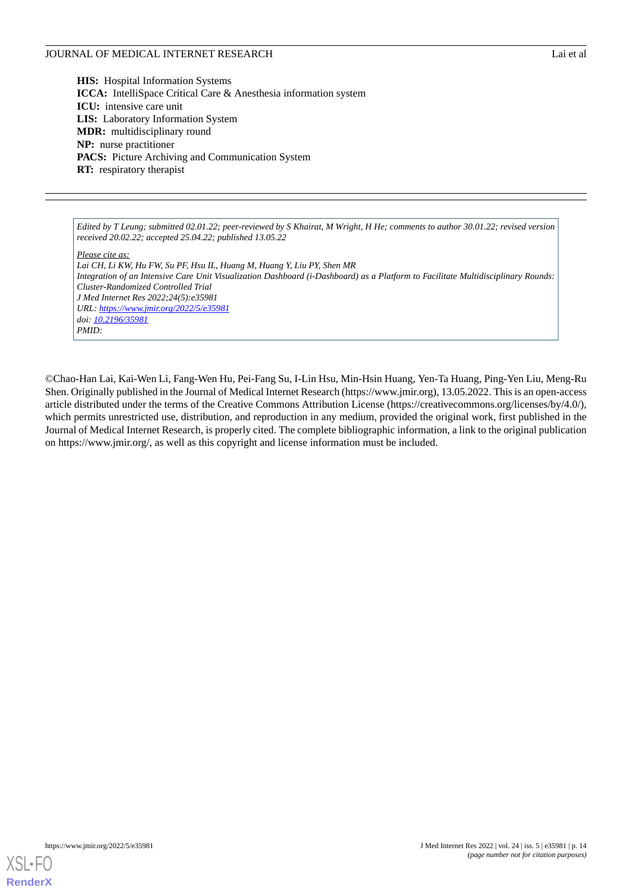**HIS:** Hospital Information Systems
**ICCA:** IntelliSpace Critical Care & Anesthesia information system
**ICU:** intensive care unit
**LIS:** Laboratory Information System
**MDR:** multidisciplinary round
**NP:** nurse practitioner
**PACS:** Picture Archiving and Communication System
**RT:** respiratory therapist

---

*Edited by T Leung; submitted 02.01.22; peer-reviewed by S Khairat, M Wright, H He; comments to author 30.01.22; revised version received 20.02.22; accepted 25.04.22; published 13.05.22*

*Please cite as:*
*Lai CH, Li KW, Hu FW, Su PF, Hsu IL, Huang M, Huang Y, Liu PY, Shen MR*
*Integration of an Intensive Care Unit Visualization Dashboard (i-Dashboard) as a Platform to Facilitate Multidisciplinary Rounds: Cluster-Randomized Controlled Trial*
*J Med Internet Res 2022;24(5):e35981*
*URL: https://www.jmir.org/2022/5/e35981*
*doi: 10.2196/35981*
*PMID:*

©Chao-Han Lai, Kai-Wen Li, Fang-Wen Hu, Pei-Fang Su, I-Lin Hsu, Min-Hsin Huang, Yen-Ta Huang, Ping-Yen Liu, Meng-Ru Shen. Originally published in the Journal of Medical Internet Research (https://www.jmir.org), 13.05.2022. This is an open-access article distributed under the terms of the Creative Commons Attribution License (https://creativecommons.org/licenses/by/4.0/), which permits unrestricted use, distribution, and reproduction in any medium, provided the original work, first published in the Journal of Medical Internet Research, is properly cited. The complete bibliographic information, a link to the original publication on https://www.jmir.org/, as well as this copyright and license information must be included.